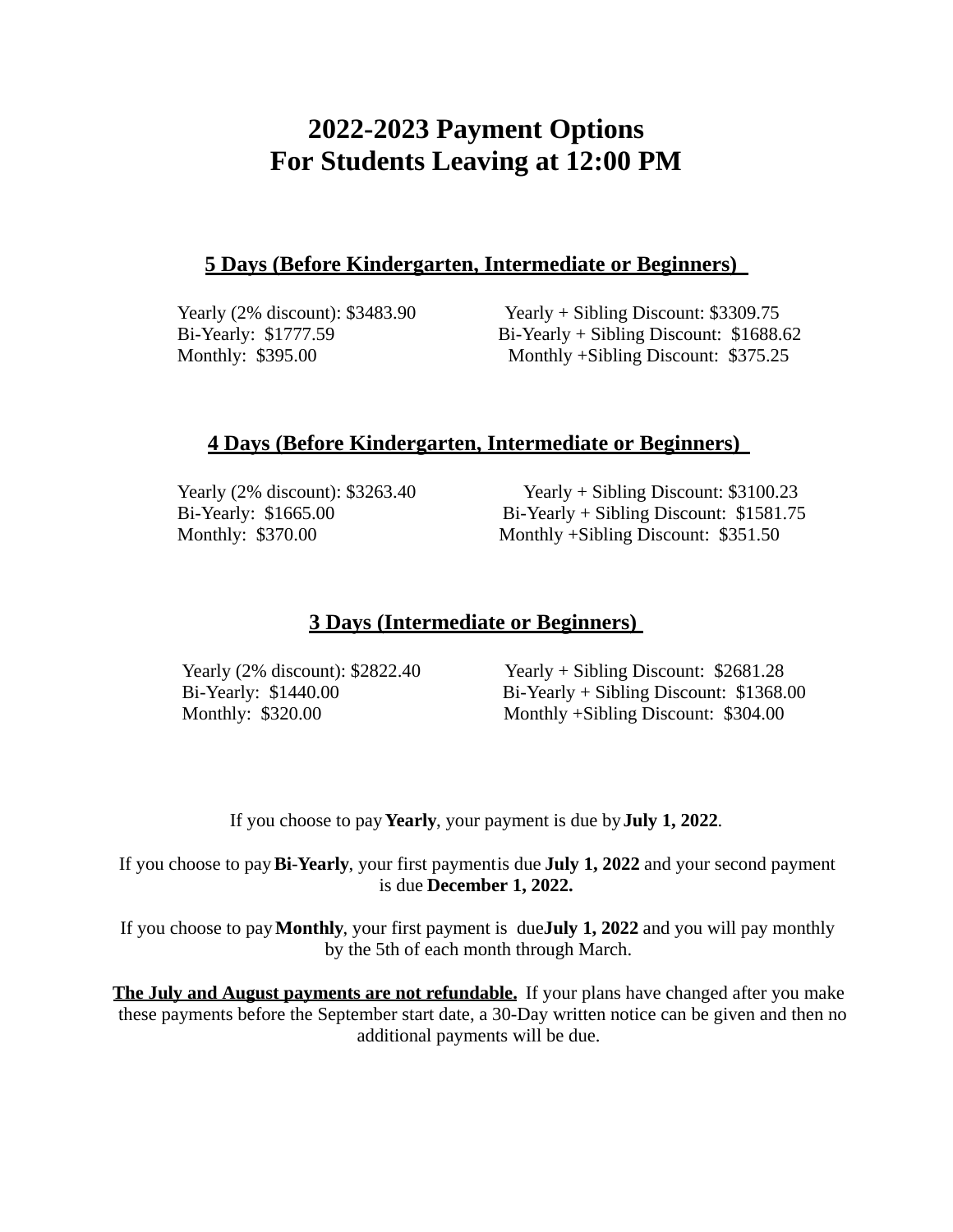# 2022-2023 Payment Options
# For Students Leaving at 12:00 PM

### 5 Days (Before Kindergarten, Intermediate or Beginners)

Yearly (2% discount): $3483.90
Bi-Yearly: $1777.59
Monthly: $395.00

Yearly + Sibling Discount: $3309.75
Bi-Yearly + Sibling Discount: $1688.62
Monthly +Sibling Discount: $375.25

### 4 Days (Before Kindergarten, Intermediate or Beginners)

Yearly (2% discount): $3263.40
Bi-Yearly: $1665.00
Monthly: $370.00

Yearly + Sibling Discount: $3100.23
Bi-Yearly + Sibling Discount: $1581.75
Monthly +Sibling Discount: $351.50

### 3 Days (Intermediate or Beginners)

Yearly (2% discount): $2822.40
Bi-Yearly: $1440.00
Monthly: $320.00

Yearly + Sibling Discount: $2681.28
Bi-Yearly + Sibling Discount: $1368.00
Monthly +Sibling Discount: $304.00

If you choose to pay **Yearly**, your payment is due by **July 1, 2022**.

If you choose to pay **Bi-Yearly**, your first payment is due **July 1, 2022** and your second payment is due **December 1, 2022.**

If you choose to pay **Monthly**, your first payment is due **July 1, 2022** and you will pay monthly by the 5th of each month through March.

**The July and August payments are not refundable.** If your plans have changed after you make these payments before the September start date, a 30-Day written notice can be given and then no additional payments will be due.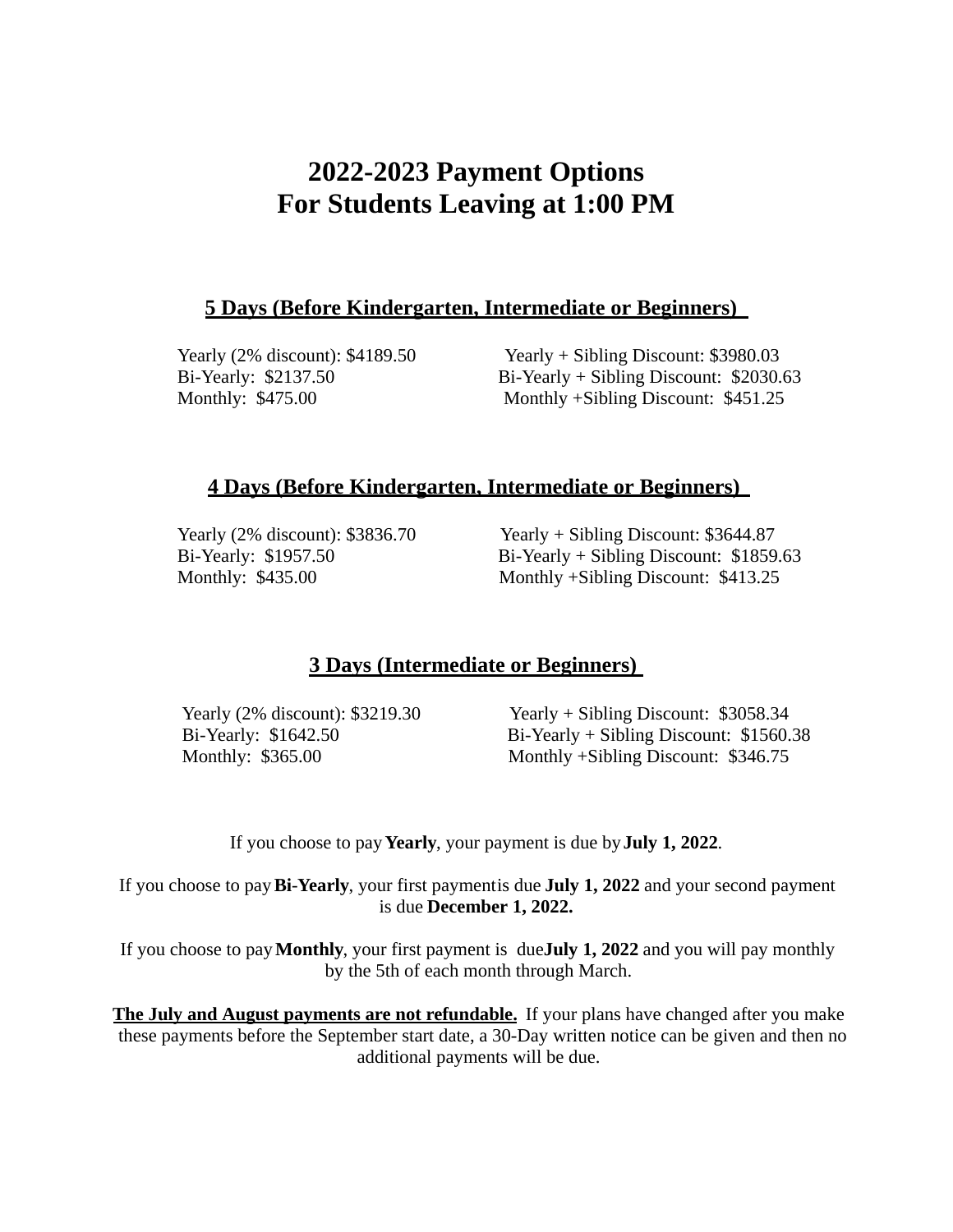# 2022-2023 Payment Options
# For Students Leaving at 1:00 PM

## 5 Days (Before Kindergarten, Intermediate or Beginners)

| | |
|---|---|
| Yearly (2% discount): $4189.50 | Yearly + Sibling Discount: $3980.03 |
| Bi-Yearly: $2137.50 | Bi-Yearly + Sibling Discount: $2030.63 |
| Monthly: $475.00 | Monthly +Sibling Discount: $451.25 |

## 4 Days (Before Kindergarten, Intermediate or Beginners)

| | |
|---|---|
| Yearly (2% discount): $3836.70 | Yearly + Sibling Discount: $3644.87 |
| Bi-Yearly: $1957.50 | Bi-Yearly + Sibling Discount: $1859.63 |
| Monthly: $435.00 | Monthly +Sibling Discount: $413.25 |

## 3 Days (Intermediate or Beginners)

| | |
|---|---|
| Yearly (2% discount): $3219.30 | Yearly + Sibling Discount: $3058.34 |
| Bi-Yearly: $1642.50 | Bi-Yearly + Sibling Discount: $1560.38 |
| Monthly: $365.00 | Monthly +Sibling Discount: $346.75 |

If you choose to pay **Yearly**, your payment is due by **July 1, 2022**.

If you choose to pay **Bi-Yearly**, your first payment is due **July 1, 2022** and your second payment is due **December 1, 2022.**

If you choose to pay **Monthly**, your first payment is due **July 1, 2022** and you will pay monthly by the 5th of each month through March.

**The July and August payments are not refundable.** If your plans have changed after you make these payments before the September start date, a 30-Day written notice can be given and then no additional payments will be due.